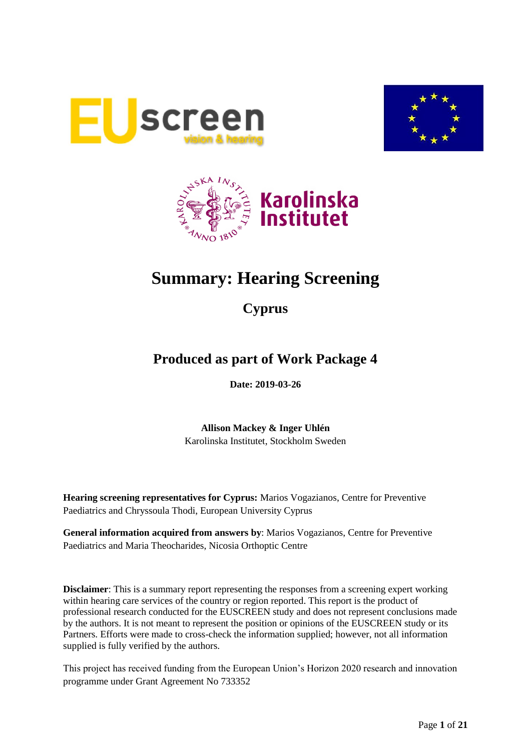# Summary: Hearing Screening

## Cyprus

## Produced as part of Work Package 4

**Date: 2019-03-26**

**Allison Mackey & Inger Uhlén**
Karolinska Institutet, Stockholm Sweden

**Hearing screening representatives for Cyprus:** Marios Vogazianos, Centre for Preventive Paediatrics and Chryssoula Thodi, European University Cyprus

**General information acquired from answers by**: Marios Vogazianos, Centre for Preventive Paediatrics and Maria Theocharides, Nicosia Orthoptic Centre

**Disclaimer**: This is a summary report representing the responses from a screening expert working within hearing care services of the country or region reported. This report is the product of professional research conducted for the EUSCREEN study and does not represent conclusions made by the authors. It is not meant to represent the position or opinions of the EUSCREEN study or its Partners. Efforts were made to cross-check the information supplied; however, not all information supplied is fully verified by the authors.

This project has received funding from the European Union's Horizon 2020 research and innovation programme under Grant Agreement No 733352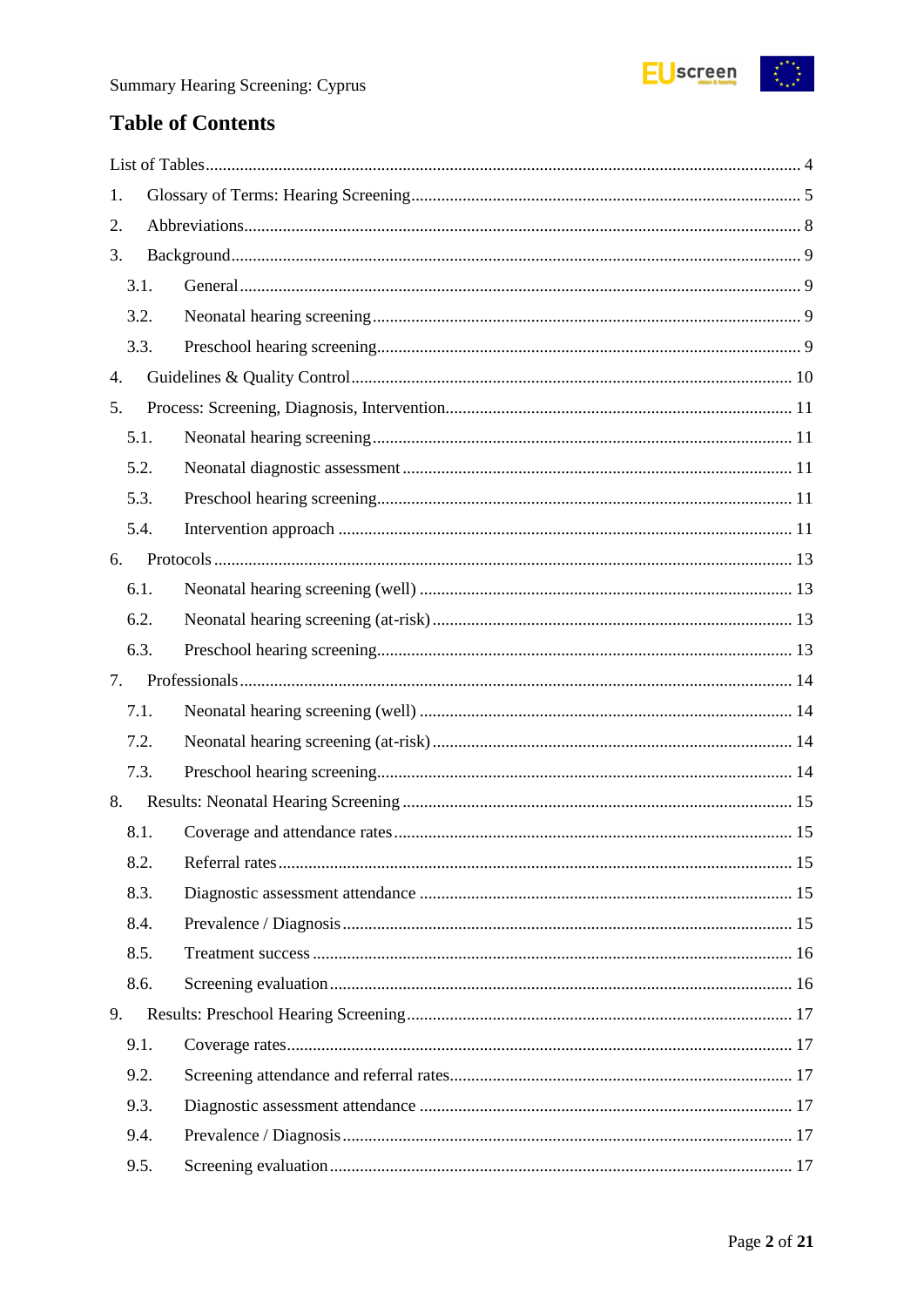## Table of Contents

List of Tables ........................................................................................................................ 4

1. Glossary of Terms: Hearing Screening ........................................................................... 5
2. Abbreviations ................................................................................................................. 8
3. Background .................................................................................................................... 9
   - 3.1. General ................................................................................................................ 9
   - 3.2. Neonatal hearing screening .................................................................................. 9
   - 3.3. Preschool hearing screening ................................................................................. 9
4. Guidelines & Quality Control ....................................................................................... 10
5. Process: Screening, Diagnosis, Intervention ................................................................. 11
   - 5.1. Neonatal hearing screening ................................................................................ 11
   - 5.2. Neonatal diagnostic assessment ......................................................................... 11
   - 5.3. Preschool hearing screening ............................................................................... 11
   - 5.4. Intervention approach ........................................................................................ 11
6. Protocols ..................................................................................................................... 13
   - 6.1. Neonatal hearing screening (well) ...................................................................... 13
   - 6.2. Neonatal hearing screening (at-risk) .................................................................. 13
   - 6.3. Preschool hearing screening ............................................................................... 13
7. Professionals ............................................................................................................... 14
   - 7.1. Neonatal hearing screening (well) ...................................................................... 14
   - 7.2. Neonatal hearing screening (at-risk) .................................................................. 14
   - 7.3. Preschool hearing screening ............................................................................... 14
8. Results: Neonatal Hearing Screening .......................................................................... 15
   - 8.1. Coverage and attendance rates ........................................................................... 15
   - 8.2. Referral rates ...................................................................................................... 15
   - 8.3. Diagnostic assessment attendance ..................................................................... 15
   - 8.4. Prevalence / Diagnosis ....................................................................................... 15
   - 8.5. Treatment success .............................................................................................. 16
   - 8.6. Screening evaluation .......................................................................................... 16
9. Results: Preschool Hearing Screening ......................................................................... 17
   - 9.1. Coverage rates .................................................................................................... 17
   - 9.2. Screening attendance and referral rates .............................................................. 17
   - 9.3. Diagnostic assessment attendance ..................................................................... 17
   - 9.4. Prevalence / Diagnosis ....................................................................................... 17
   - 9.5. Screening evaluation .......................................................................................... 17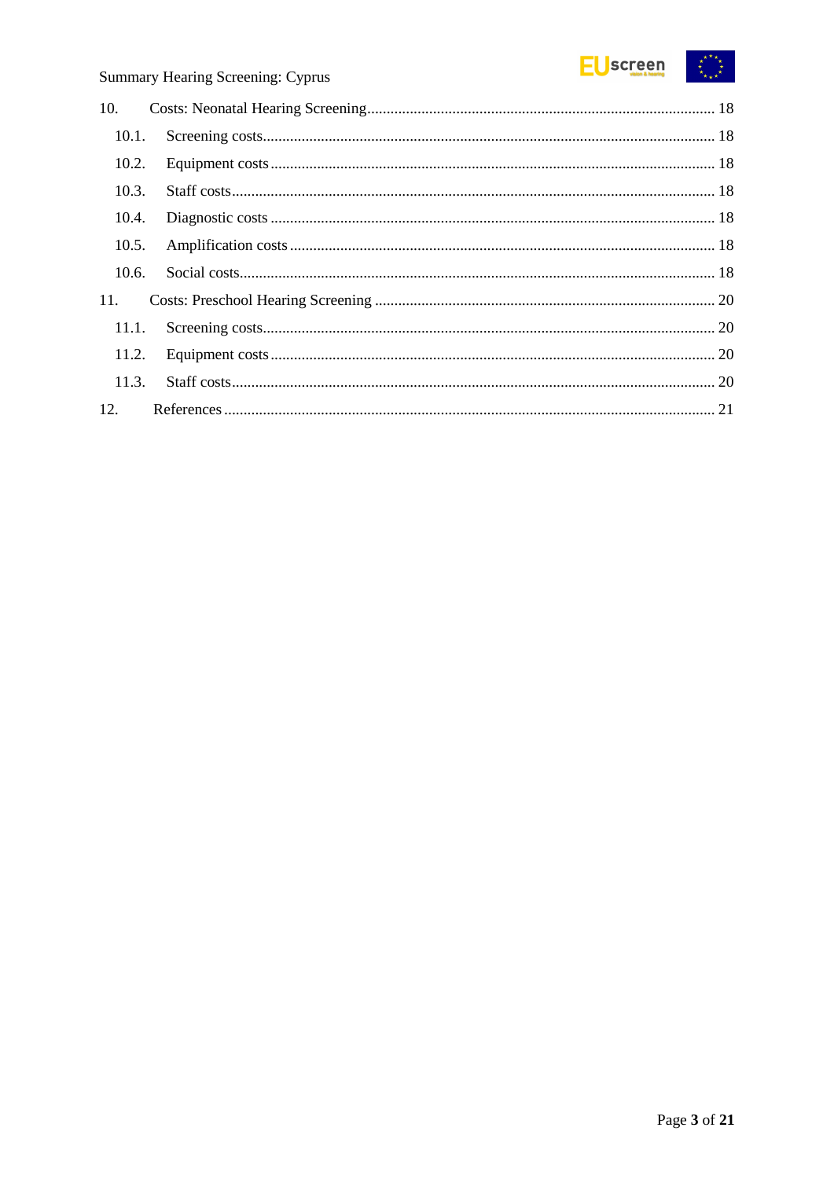10. Costs: Neonatal Hearing Screening ... 18
    - 10.1. Screening costs ... 18
    - 10.2. Equipment costs ... 18
    - 10.3. Staff costs ... 18
    - 10.4. Diagnostic costs ... 18
    - 10.5. Amplification costs ... 18
    - 10.6. Social costs ... 18
11. Costs: Preschool Hearing Screening ... 20
    - 11.1. Screening costs ... 20
    - 11.2. Equipment costs ... 20
    - 11.3. Staff costs ... 20
12. References ... 21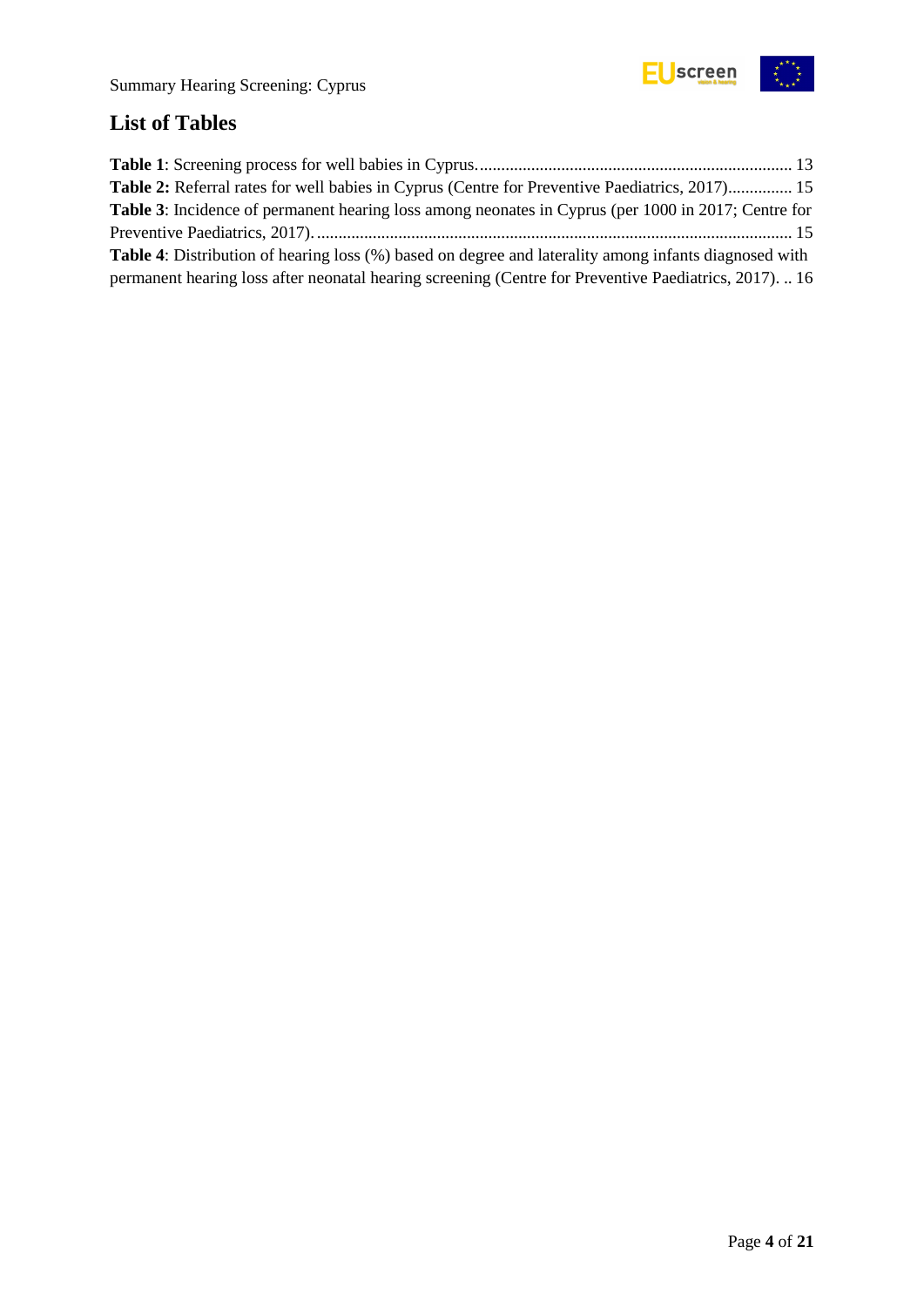## List of Tables

**Table 1**: Screening process for well babies in Cyprus. ........................................................................ 13

**Table 2:** Referral rates for well babies in Cyprus (Centre for Preventive Paediatrics, 2017)............... 15

**Table 3**: Incidence of permanent hearing loss among neonates in Cyprus (per 1000 in 2017; Centre for Preventive Paediatrics, 2017). ............................................................................................................. 15

**Table 4**: Distribution of hearing loss (%) based on degree and laterality among infants diagnosed with permanent hearing loss after neonatal hearing screening (Centre for Preventive Paediatrics, 2017). .. 16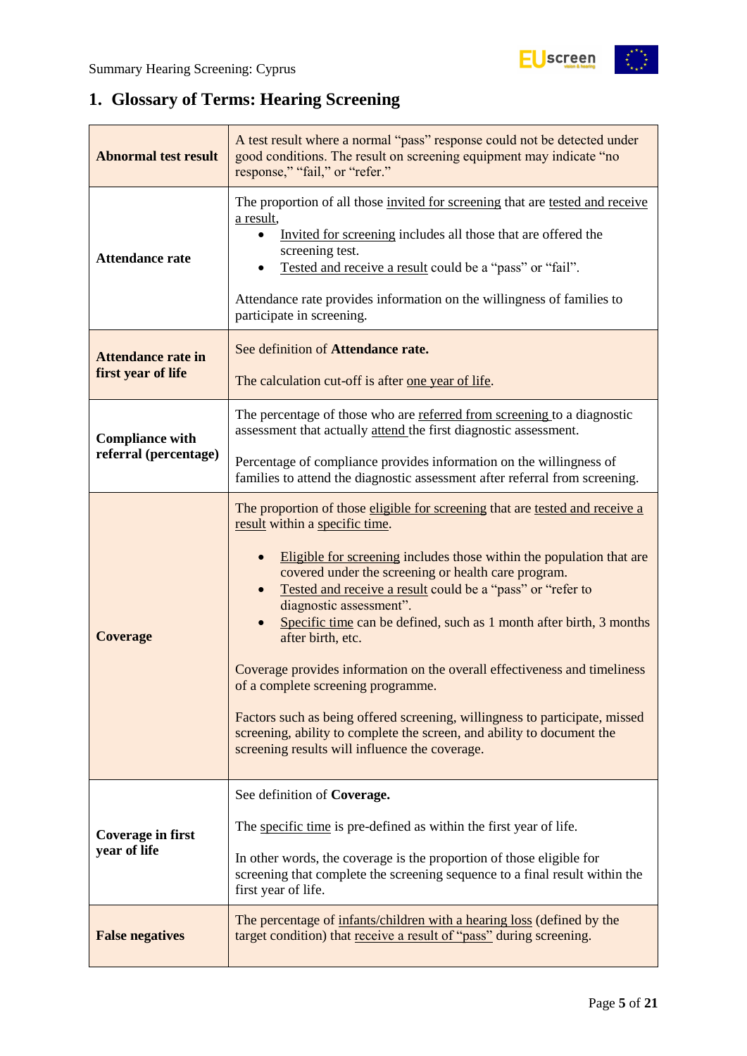## 1. Glossary of Terms: Hearing Screening

| | |
|---|---|
| **Abnormal test result** | A test result where a normal "pass" response could not be detected under good conditions. The result on screening equipment may indicate "no response," "fail," or "refer." |
| **Attendance rate** | The proportion of all those invited for screening that are tested and receive a result,<br>• Invited for screening includes all those that are offered the screening test.<br>• Tested and receive a result could be a "pass" or "fail".<br><br>Attendance rate provides information on the willingness of families to participate in screening. |
| **Attendance rate in first year of life** | See definition of **Attendance rate.**<br><br>The calculation cut-off is after one year of life. |
| **Compliance with referral (percentage)** | The percentage of those who are referred from screening to a diagnostic assessment that actually attend the first diagnostic assessment.<br><br>Percentage of compliance provides information on the willingness of families to attend the diagnostic assessment after referral from screening. |
| **Coverage** | The proportion of those eligible for screening that are tested and receive a result within a specific time.<br><br>• Eligible for screening includes those within the population that are covered under the screening or health care program.<br>• Tested and receive a result could be a "pass" or "refer to diagnostic assessment".<br>• Specific time can be defined, such as 1 month after birth, 3 months after birth, etc.<br><br>Coverage provides information on the overall effectiveness and timeliness of a complete screening programme.<br><br>Factors such as being offered screening, willingness to participate, missed screening, ability to complete the screen, and ability to document the screening results will influence the coverage. |
| **Coverage in first year of life** | See definition of **Coverage.**<br><br>The specific time is pre-defined as within the first year of life.<br><br>In other words, the coverage is the proportion of those eligible for screening that complete the screening sequence to a final result within the first year of life. |
| **False negatives** | The percentage of infants/children with a hearing loss (defined by the target condition) that receive a result of "pass" during screening. |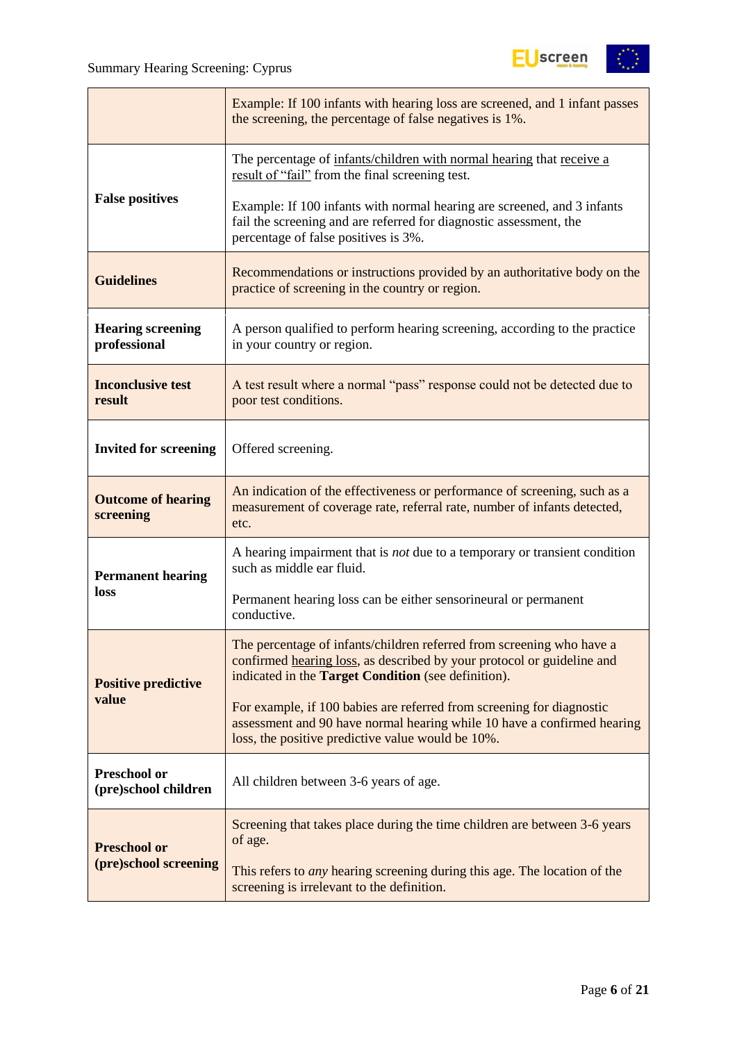| | |
|---|---|
| | Example: If 100 infants with hearing loss are screened, and 1 infant passes the screening, the percentage of false negatives is 1%. |
| **False positives** | The percentage of infants/children with normal hearing that receive a result of "fail" from the final screening test.<br><br>Example: If 100 infants with normal hearing are screened, and 3 infants fail the screening and are referred for diagnostic assessment, the percentage of false positives is 3%. |
| **Guidelines** | Recommendations or instructions provided by an authoritative body on the practice of screening in the country or region. |
| **Hearing screening professional** | A person qualified to perform hearing screening, according to the practice in your country or region. |
| **Inconclusive test result** | A test result where a normal "pass" response could not be detected due to poor test conditions. |
| **Invited for screening** | Offered screening. |
| **Outcome of hearing screening** | An indication of the effectiveness or performance of screening, such as a measurement of coverage rate, referral rate, number of infants detected, etc. |
| **Permanent hearing loss** | A hearing impairment that is *not* due to a temporary or transient condition such as middle ear fluid.<br><br>Permanent hearing loss can be either sensorineural or permanent conductive. |
| **Positive predictive value** | The percentage of infants/children referred from screening who have a confirmed hearing loss, as described by your protocol or guideline and indicated in the **Target Condition** (see definition).<br><br>For example, if 100 babies are referred from screening for diagnostic assessment and 90 have normal hearing while 10 have a confirmed hearing loss, the positive predictive value would be 10%. |
| **Preschool or (pre)school children** | All children between 3-6 years of age. |
| **Preschool or (pre)school screening** | Screening that takes place during the time children are between 3-6 years of age.<br><br>This refers to *any* hearing screening during this age. The location of the screening is irrelevant to the definition. |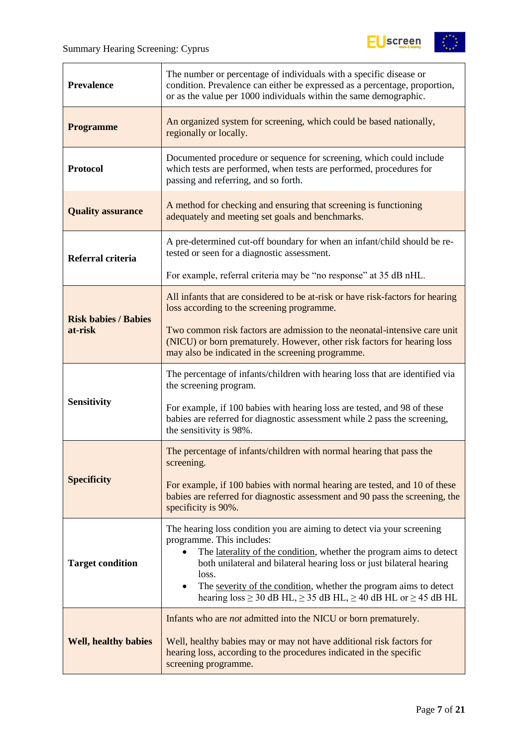| | |
|---|---|
| **Prevalence** | The number or percentage of individuals with a specific disease or condition. Prevalence can either be expressed as a percentage, proportion, or as the value per 1000 individuals within the same demographic. |
| **Programme** | An organized system for screening, which could be based nationally, regionally or locally. |
| **Protocol** | Documented procedure or sequence for screening, which could include which tests are performed, when tests are performed, procedures for passing and referring, and so forth. |
| **Quality assurance** | A method for checking and ensuring that screening is functioning adequately and meeting set goals and benchmarks. |
| **Referral criteria** | A pre-determined cut-off boundary for when an infant/child should be re-tested or seen for a diagnostic assessment.<br><br>For example, referral criteria may be "no response" at 35 dB nHL. |
| **Risk babies / Babies at-risk** | All infants that are considered to be at-risk or have risk-factors for hearing loss according to the screening programme.<br><br>Two common risk factors are admission to the neonatal-intensive care unit (NICU) or born prematurely. However, other risk factors for hearing loss may also be indicated in the screening programme. |
| **Sensitivity** | The percentage of infants/children with hearing loss that are identified via the screening program.<br><br>For example, if 100 babies with hearing loss are tested, and 98 of these babies are referred for diagnostic assessment while 2 pass the screening, the sensitivity is 98%. |
| **Specificity** | The percentage of infants/children with normal hearing that pass the screening.<br><br>For example, if 100 babies with normal hearing are tested, and 10 of these babies are referred for diagnostic assessment and 90 pass the screening, the specificity is 90%. |
| **Target condition** | The hearing loss condition you are aiming to detect via your screening programme. This includes:<br>• The laterality of the condition, whether the program aims to detect both unilateral and bilateral hearing loss or just bilateral hearing loss.<br>• The severity of the condition, whether the program aims to detect hearing loss ≥ 30 dB HL, ≥ 35 dB HL, ≥ 40 dB HL or ≥ 45 dB HL |
| **Well, healthy babies** | Infants who are *not* admitted into the NICU or born prematurely.<br><br>Well, healthy babies may or may not have additional risk factors for hearing loss, according to the procedures indicated in the specific screening programme. |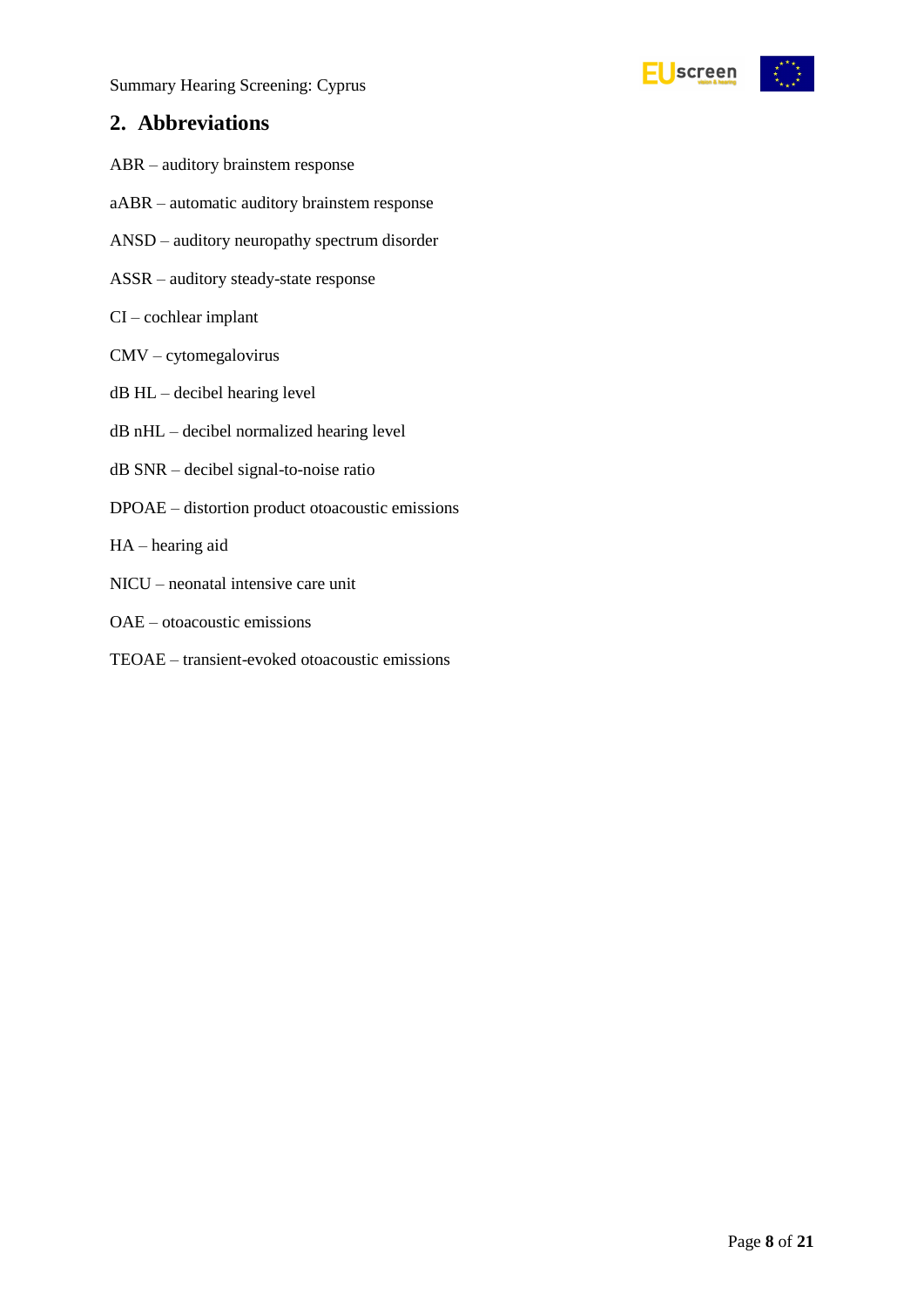## 2. Abbreviations

ABR – auditory brainstem response

aABR – automatic auditory brainstem response

ANSD – auditory neuropathy spectrum disorder

ASSR – auditory steady-state response

CI – cochlear implant

CMV – cytomegalovirus

dB HL – decibel hearing level

dB nHL – decibel normalized hearing level

dB SNR – decibel signal-to-noise ratio

DPOAE – distortion product otoacoustic emissions

HA – hearing aid

NICU – neonatal intensive care unit

OAE – otoacoustic emissions

TEOAE – transient-evoked otoacoustic emissions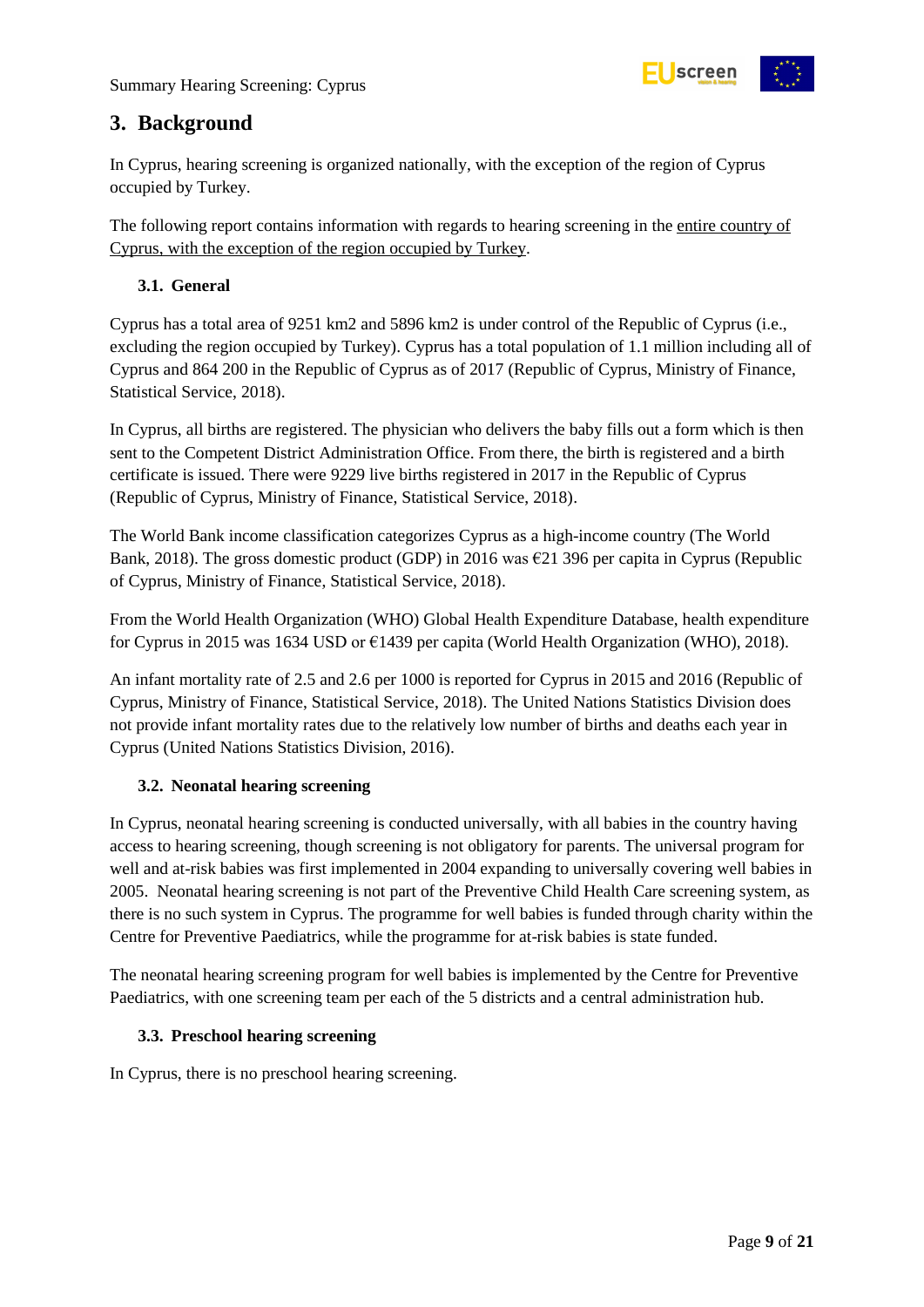# 3. Background

In Cyprus, hearing screening is organized nationally, with the exception of the region of Cyprus occupied by Turkey.

The following report contains information with regards to hearing screening in the entire country of Cyprus, with the exception of the region occupied by Turkey.

## 3.1. General

Cyprus has a total area of 9251 km2 and 5896 km2 is under control of the Republic of Cyprus (i.e., excluding the region occupied by Turkey). Cyprus has a total population of 1.1 million including all of Cyprus and 864 200 in the Republic of Cyprus as of 2017 (Republic of Cyprus, Ministry of Finance, Statistical Service, 2018).

In Cyprus, all births are registered. The physician who delivers the baby fills out a form which is then sent to the Competent District Administration Office. From there, the birth is registered and a birth certificate is issued. There were 9229 live births registered in 2017 in the Republic of Cyprus (Republic of Cyprus, Ministry of Finance, Statistical Service, 2018).

The World Bank income classification categorizes Cyprus as a high-income country (The World Bank, 2018). The gross domestic product (GDP) in 2016 was €21 396 per capita in Cyprus (Republic of Cyprus, Ministry of Finance, Statistical Service, 2018).

From the World Health Organization (WHO) Global Health Expenditure Database, health expenditure for Cyprus in 2015 was 1634 USD or €1439 per capita (World Health Organization (WHO), 2018).

An infant mortality rate of 2.5 and 2.6 per 1000 is reported for Cyprus in 2015 and 2016 (Republic of Cyprus, Ministry of Finance, Statistical Service, 2018). The United Nations Statistics Division does not provide infant mortality rates due to the relatively low number of births and deaths each year in Cyprus (United Nations Statistics Division, 2016).

## 3.2. Neonatal hearing screening

In Cyprus, neonatal hearing screening is conducted universally, with all babies in the country having access to hearing screening, though screening is not obligatory for parents. The universal program for well and at-risk babies was first implemented in 2004 expanding to universally covering well babies in 2005. Neonatal hearing screening is not part of the Preventive Child Health Care screening system, as there is no such system in Cyprus. The programme for well babies is funded through charity within the Centre for Preventive Paediatrics, while the programme for at-risk babies is state funded.

The neonatal hearing screening program for well babies is implemented by the Centre for Preventive Paediatrics, with one screening team per each of the 5 districts and a central administration hub.

## 3.3. Preschool hearing screening

In Cyprus, there is no preschool hearing screening.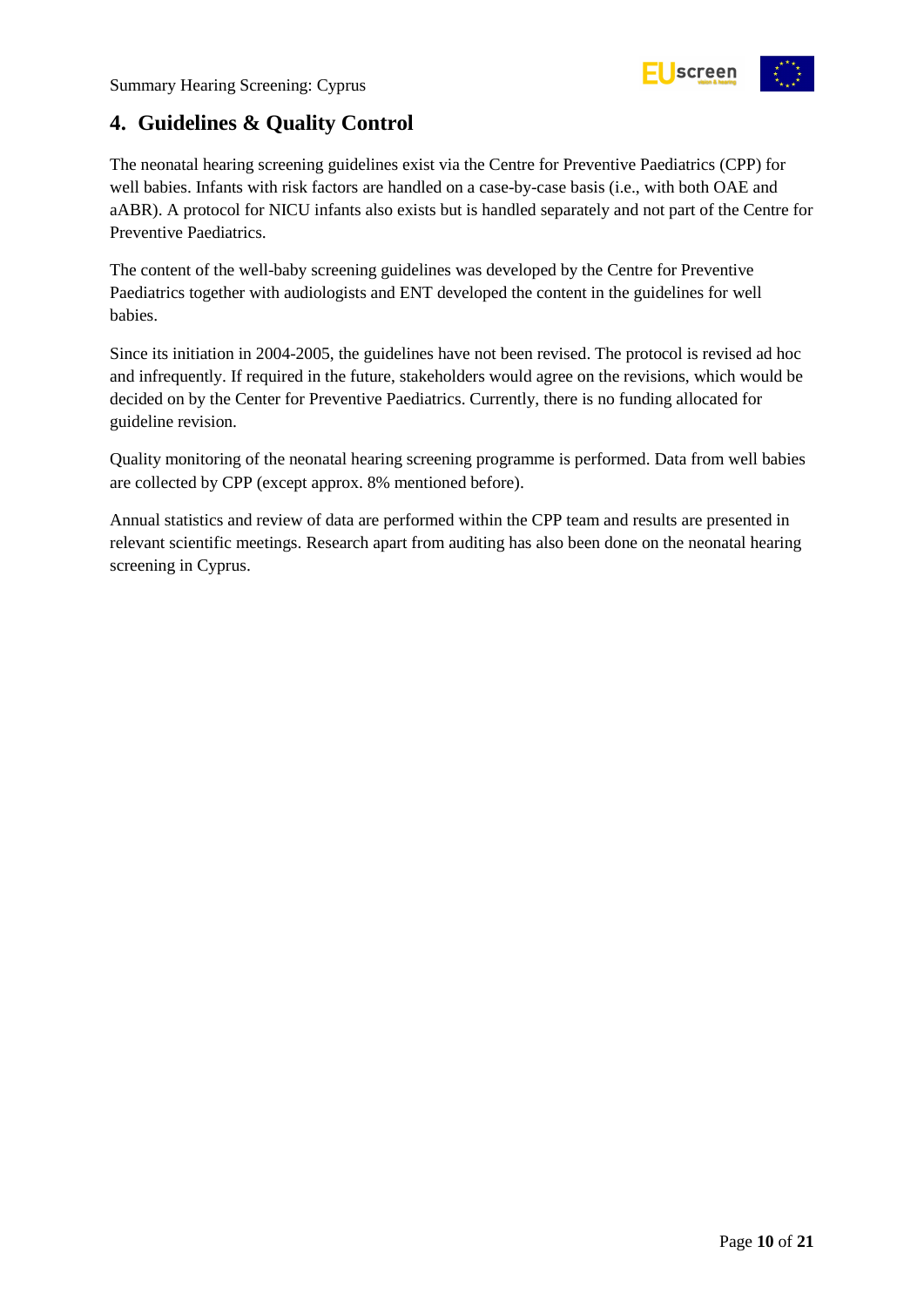## 4. Guidelines & Quality Control

The neonatal hearing screening guidelines exist via the Centre for Preventive Paediatrics (CPP) for well babies. Infants with risk factors are handled on a case-by-case basis (i.e., with both OAE and aABR). A protocol for NICU infants also exists but is handled separately and not part of the Centre for Preventive Paediatrics.

The content of the well-baby screening guidelines was developed by the Centre for Preventive Paediatrics together with audiologists and ENT developed the content in the guidelines for well babies.

Since its initiation in 2004-2005, the guidelines have not been revised. The protocol is revised ad hoc and infrequently. If required in the future, stakeholders would agree on the revisions, which would be decided on by the Center for Preventive Paediatrics. Currently, there is no funding allocated for guideline revision.

Quality monitoring of the neonatal hearing screening programme is performed. Data from well babies are collected by CPP (except approx. 8% mentioned before).

Annual statistics and review of data are performed within the CPP team and results are presented in relevant scientific meetings. Research apart from auditing has also been done on the neonatal hearing screening in Cyprus.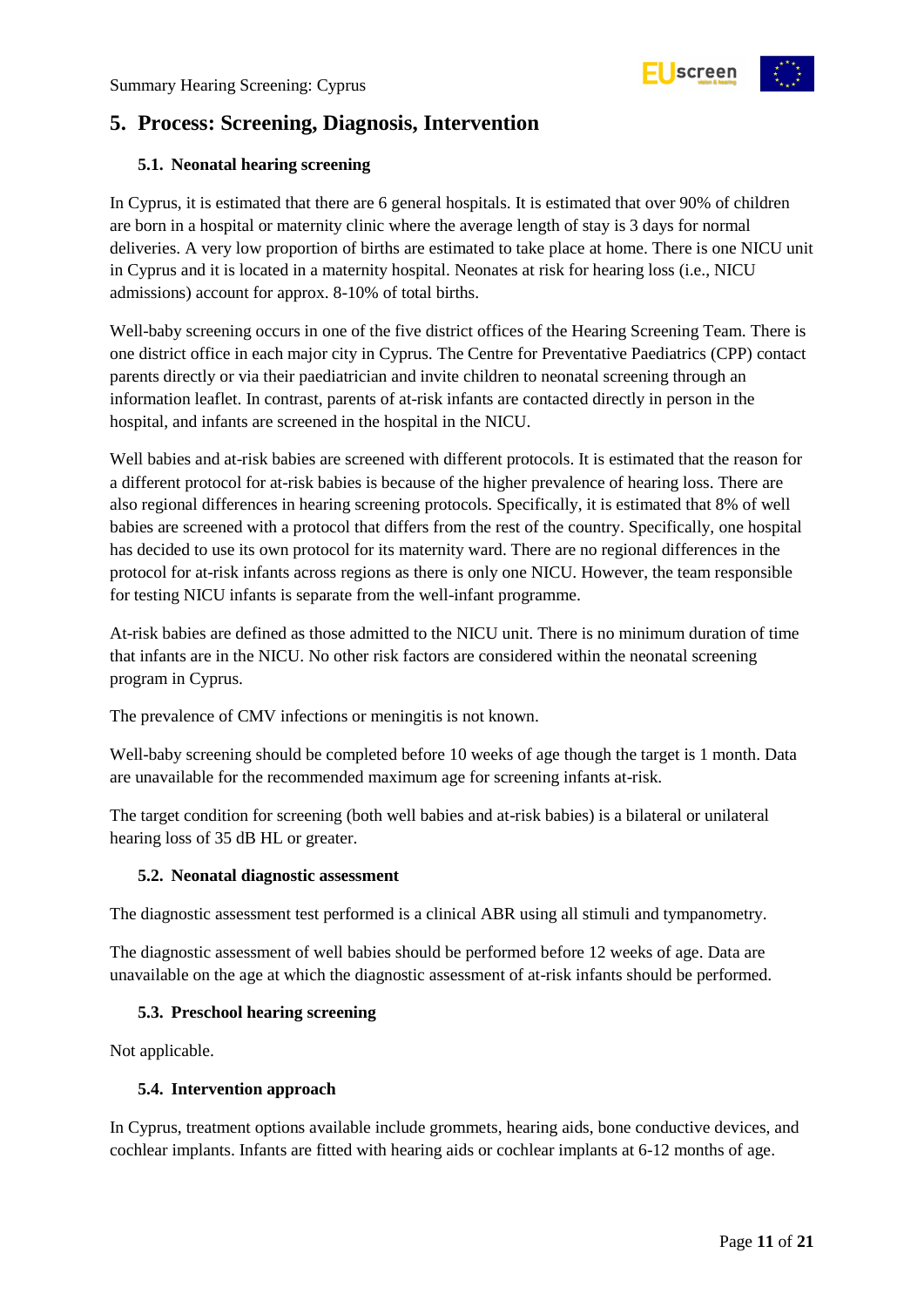## 5. Process: Screening, Diagnosis, Intervention

### 5.1. Neonatal hearing screening

In Cyprus, it is estimated that there are 6 general hospitals. It is estimated that over 90% of children are born in a hospital or maternity clinic where the average length of stay is 3 days for normal deliveries. A very low proportion of births are estimated to take place at home. There is one NICU unit in Cyprus and it is located in a maternity hospital. Neonates at risk for hearing loss (i.e., NICU admissions) account for approx. 8-10% of total births.

Well-baby screening occurs in one of the five district offices of the Hearing Screening Team. There is one district office in each major city in Cyprus. The Centre for Preventative Paediatrics (CPP) contact parents directly or via their paediatrician and invite children to neonatal screening through an information leaflet. In contrast, parents of at-risk infants are contacted directly in person in the hospital, and infants are screened in the hospital in the NICU.

Well babies and at-risk babies are screened with different protocols. It is estimated that the reason for a different protocol for at-risk babies is because of the higher prevalence of hearing loss. There are also regional differences in hearing screening protocols. Specifically, it is estimated that 8% of well babies are screened with a protocol that differs from the rest of the country. Specifically, one hospital has decided to use its own protocol for its maternity ward. There are no regional differences in the protocol for at-risk infants across regions as there is only one NICU. However, the team responsible for testing NICU infants is separate from the well-infant programme.

At-risk babies are defined as those admitted to the NICU unit. There is no minimum duration of time that infants are in the NICU. No other risk factors are considered within the neonatal screening program in Cyprus.

The prevalence of CMV infections or meningitis is not known.

Well-baby screening should be completed before 10 weeks of age though the target is 1 month. Data are unavailable for the recommended maximum age for screening infants at-risk.

The target condition for screening (both well babies and at-risk babies) is a bilateral or unilateral hearing loss of 35 dB HL or greater.

### 5.2. Neonatal diagnostic assessment

The diagnostic assessment test performed is a clinical ABR using all stimuli and tympanometry.

The diagnostic assessment of well babies should be performed before 12 weeks of age. Data are unavailable on the age at which the diagnostic assessment of at-risk infants should be performed.

### 5.3. Preschool hearing screening

Not applicable.

### 5.4. Intervention approach

In Cyprus, treatment options available include grommets, hearing aids, bone conductive devices, and cochlear implants. Infants are fitted with hearing aids or cochlear implants at 6-12 months of age.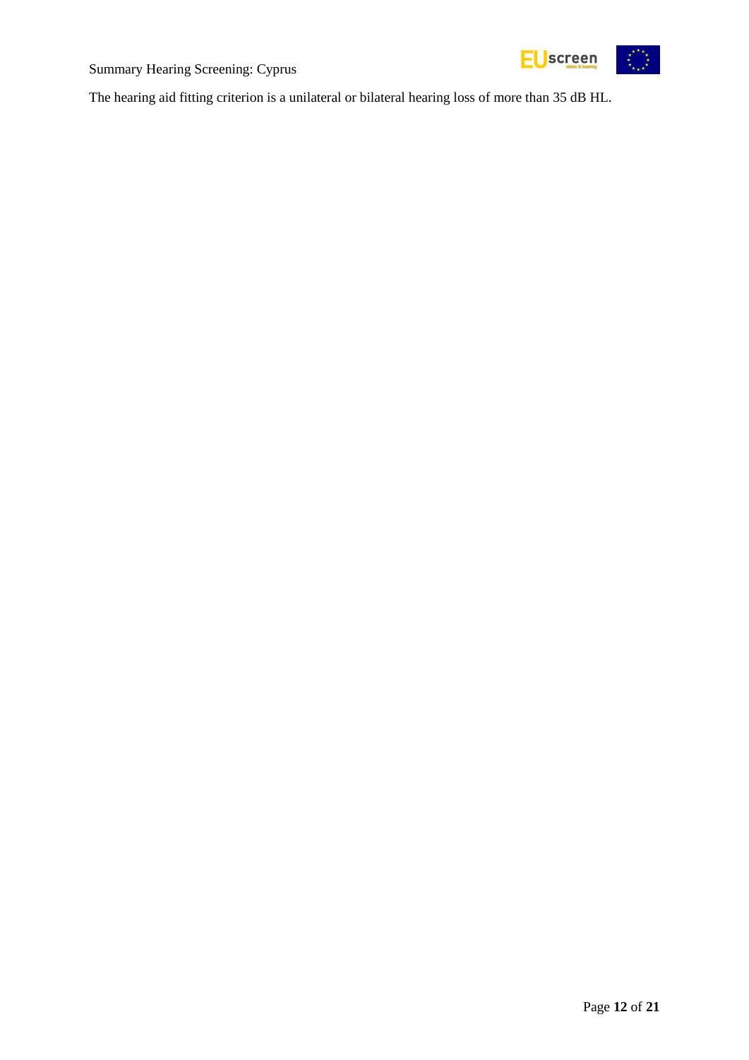The hearing aid fitting criterion is a unilateral or bilateral hearing loss of more than 35 dB HL.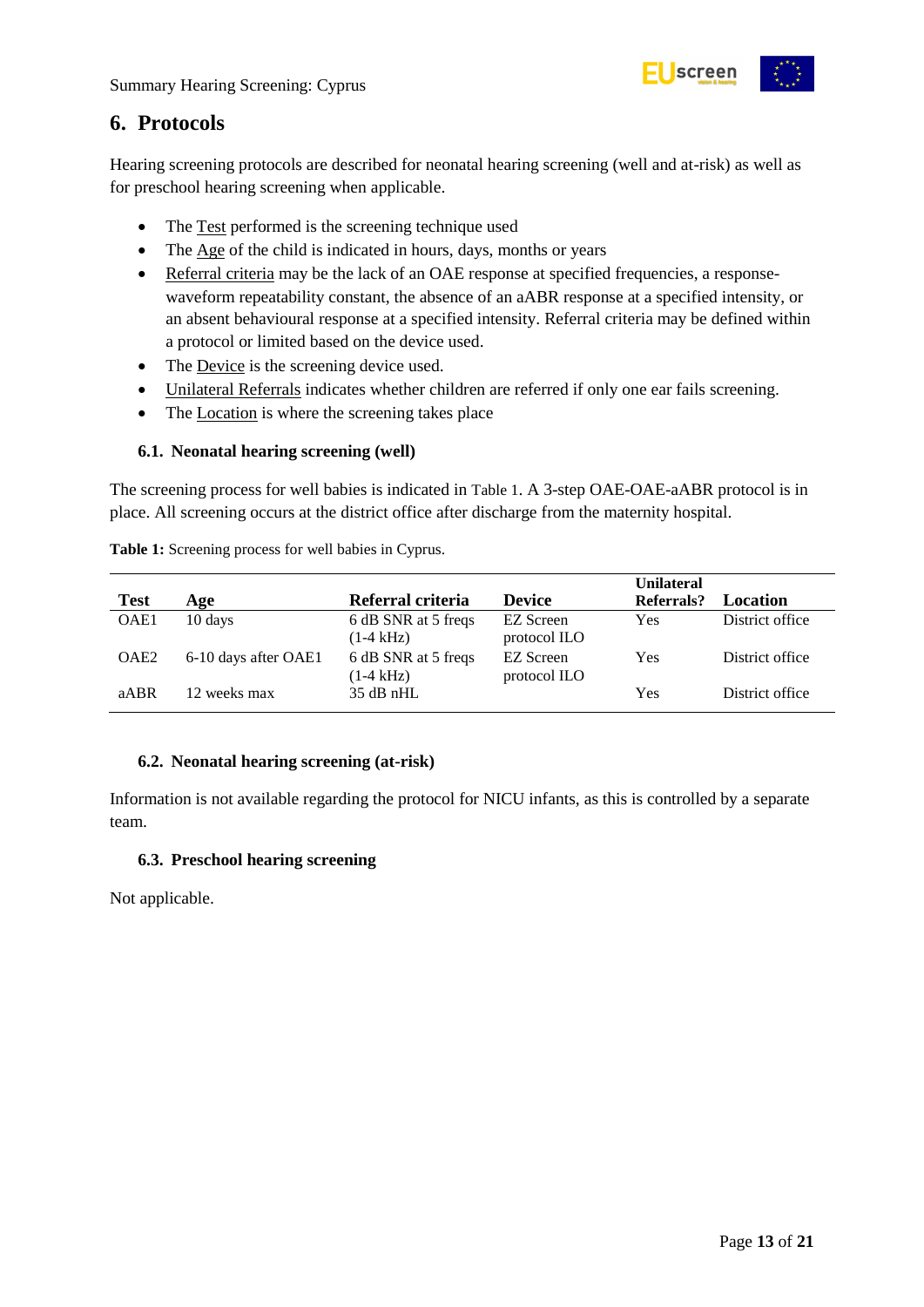## 6. Protocols

Hearing screening protocols are described for neonatal hearing screening (well and at-risk) as well as for preschool hearing screening when applicable.

- The Test performed is the screening technique used
- The Age of the child is indicated in hours, days, months or years
- Referral criteria may be the lack of an OAE response at specified frequencies, a response-waveform repeatability constant, the absence of an aABR response at a specified intensity, or an absent behavioural response at a specified intensity. Referral criteria may be defined within a protocol or limited based on the device used.
- The Device is the screening device used.
- Unilateral Referrals indicates whether children are referred if only one ear fails screening.
- The Location is where the screening takes place

### 6.1. Neonatal hearing screening (well)

The screening process for well babies is indicated in Table 1. A 3-step OAE-OAE-aABR protocol is in place. All screening occurs at the district office after discharge from the maternity hospital.

**Table 1:** Screening process for well babies in Cyprus.

| Test | Age | Referral criteria | Device | Unilateral Referrals? | Location |
|---|---|---|---|---|---|
| OAE1 | 10 days | 6 dB SNR at 5 freqs (1-4 kHz) | EZ Screen protocol ILO | Yes | District office |
| OAE2 | 6-10 days after OAE1 | 6 dB SNR at 5 freqs (1-4 kHz) | EZ Screen protocol ILO | Yes | District office |
| aABR | 12 weeks max | 35 dB nHL | | Yes | District office |

### 6.2. Neonatal hearing screening (at-risk)

Information is not available regarding the protocol for NICU infants, as this is controlled by a separate team.

### 6.3. Preschool hearing screening

Not applicable.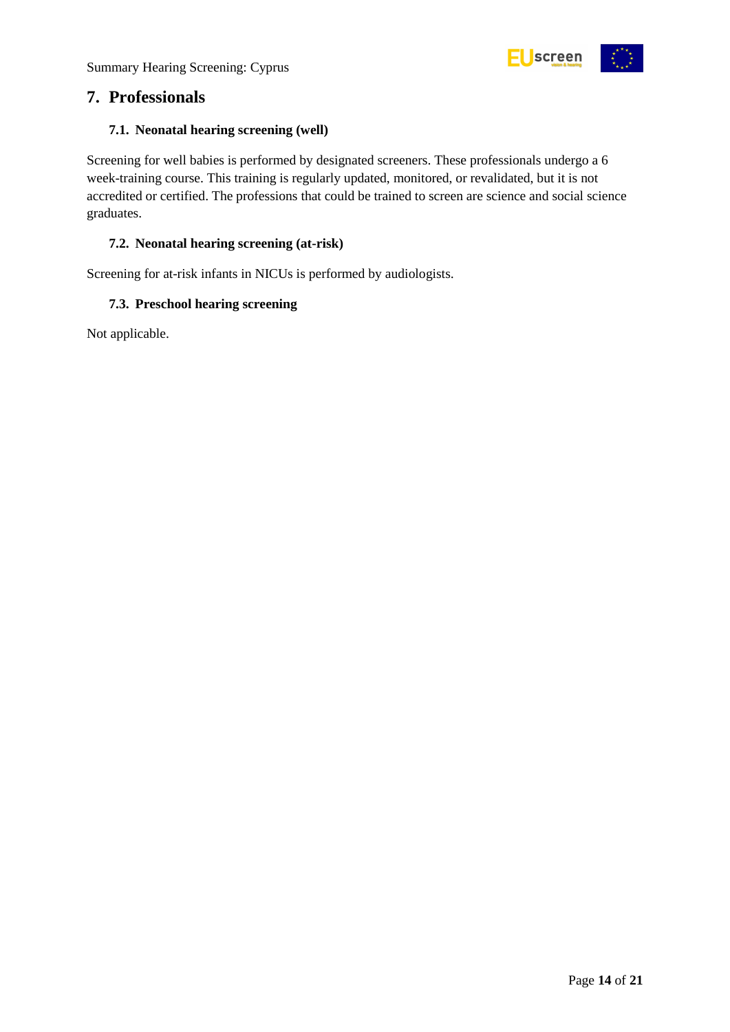## 7. Professionals

### 7.1. Neonatal hearing screening (well)

Screening for well babies is performed by designated screeners. These professionals undergo a 6 week-training course. This training is regularly updated, monitored, or revalidated, but it is not accredited or certified. The professions that could be trained to screen are science and social science graduates.

### 7.2. Neonatal hearing screening (at-risk)

Screening for at-risk infants in NICUs is performed by audiologists.

### 7.3. Preschool hearing screening

Not applicable.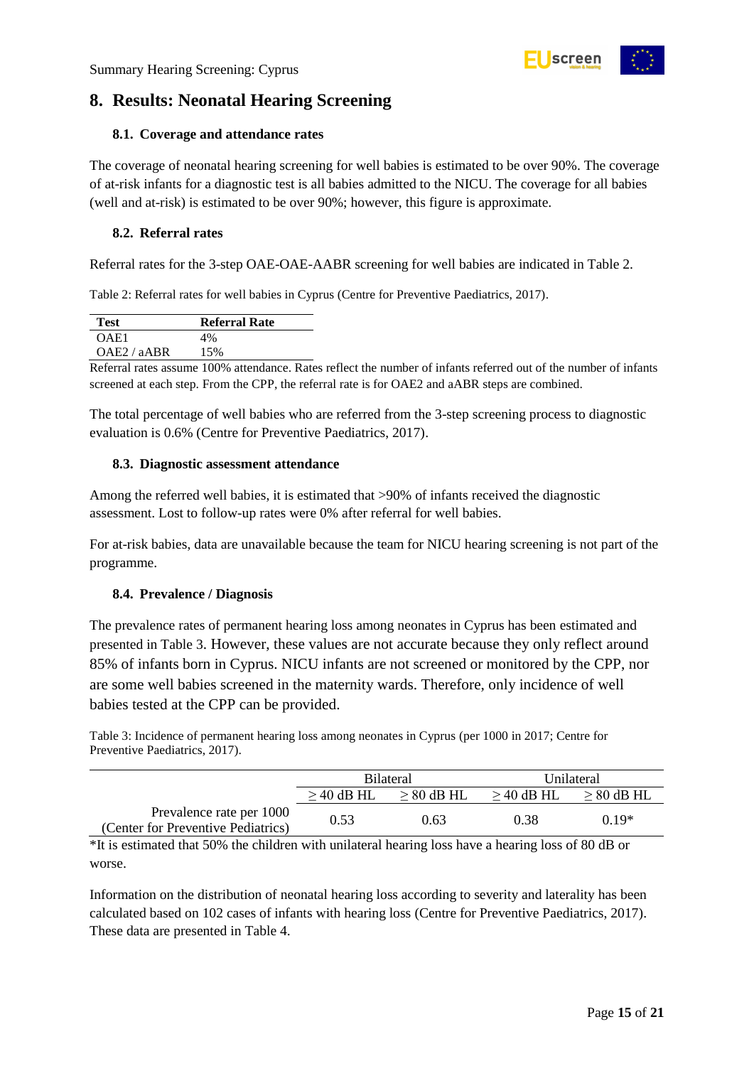# 8. Results: Neonatal Hearing Screening

## 8.1. Coverage and attendance rates

The coverage of neonatal hearing screening for well babies is estimated to be over 90%. The coverage of at-risk infants for a diagnostic test is all babies admitted to the NICU. The coverage for all babies (well and at-risk) is estimated to be over 90%; however, this figure is approximate.

## 8.2. Referral rates

Referral rates for the 3-step OAE-OAE-AABR screening for well babies are indicated in Table 2.

Table 2: Referral rates for well babies in Cyprus (Centre for Preventive Paediatrics, 2017).

| Test | Referral Rate |
|---|---|
| OAE1 | 4% |
| OAE2 / aABR | 15% |

Referral rates assume 100% attendance. Rates reflect the number of infants referred out of the number of infants screened at each step. From the CPP, the referral rate is for OAE2 and aABR steps are combined.

The total percentage of well babies who are referred from the 3-step screening process to diagnostic evaluation is 0.6% (Centre for Preventive Paediatrics, 2017).

## 8.3. Diagnostic assessment attendance

Among the referred well babies, it is estimated that >90% of infants received the diagnostic assessment. Lost to follow-up rates were 0% after referral for well babies.

For at-risk babies, data are unavailable because the team for NICU hearing screening is not part of the programme.

## 8.4. Prevalence / Diagnosis

The prevalence rates of permanent hearing loss among neonates in Cyprus has been estimated and presented in Table 3. However, these values are not accurate because they only reflect around 85% of infants born in Cyprus. NICU infants are not screened or monitored by the CPP, nor are some well babies screened in the maternity wards. Therefore, only incidence of well babies tested at the CPP can be provided.

Table 3: Incidence of permanent hearing loss among neonates in Cyprus (per 1000 in 2017; Centre for Preventive Paediatrics, 2017).

| | Bilateral | | Unilateral | |
|---|---|---|---|---|
| | ≥ 40 dB HL | ≥ 80 dB HL | ≥ 40 dB HL | ≥ 80 dB HL |
| Prevalence rate per 1000 (Center for Preventive Pediatrics) | 0.53 | 0.63 | 0.38 | 0.19* |

*It is estimated that 50% the children with unilateral hearing loss have a hearing loss of 80 dB or worse.

Information on the distribution of neonatal hearing loss according to severity and laterality has been calculated based on 102 cases of infants with hearing loss (Centre for Preventive Paediatrics, 2017). These data are presented in Table 4.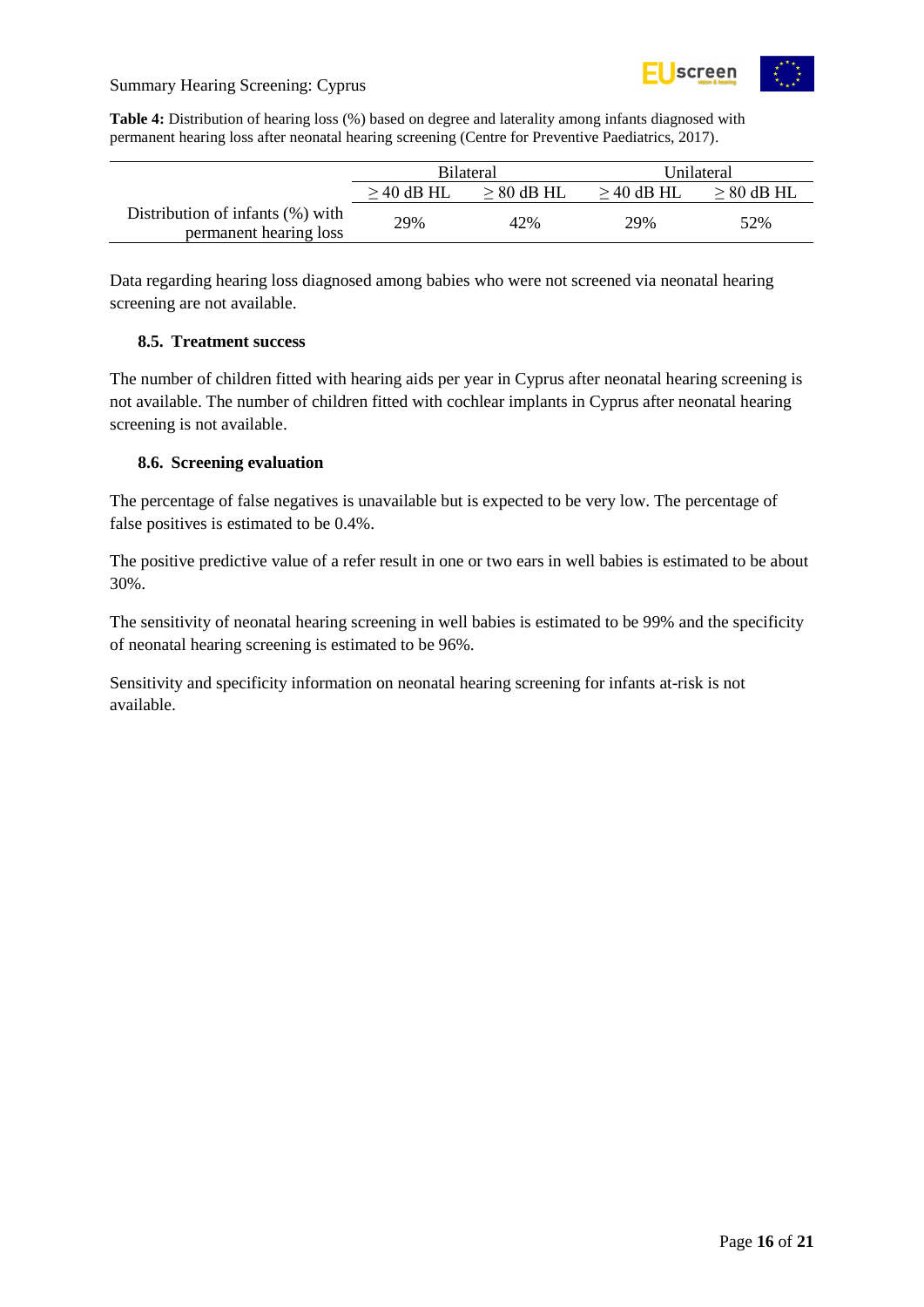**Table 4:** Distribution of hearing loss (%) based on degree and laterality among infants diagnosed with permanent hearing loss after neonatal hearing screening (Centre for Preventive Paediatrics, 2017).

| | Bilateral | | Unilateral | |
|---|---|---|---|---|
| | ≥ 40 dB HL | ≥ 80 dB HL | ≥ 40 dB HL | ≥ 80 dB HL |
| Distribution of infants (%) with permanent hearing loss | 29% | 42% | 29% | 52% |

Data regarding hearing loss diagnosed among babies who were not screened via neonatal hearing screening are not available.

### 8.5. Treatment success

The number of children fitted with hearing aids per year in Cyprus after neonatal hearing screening is not available. The number of children fitted with cochlear implants in Cyprus after neonatal hearing screening is not available.

### 8.6. Screening evaluation

The percentage of false negatives is unavailable but is expected to be very low. The percentage of false positives is estimated to be 0.4%.

The positive predictive value of a refer result in one or two ears in well babies is estimated to be about 30%.

The sensitivity of neonatal hearing screening in well babies is estimated to be 99% and the specificity of neonatal hearing screening is estimated to be 96%.

Sensitivity and specificity information on neonatal hearing screening for infants at-risk is not available.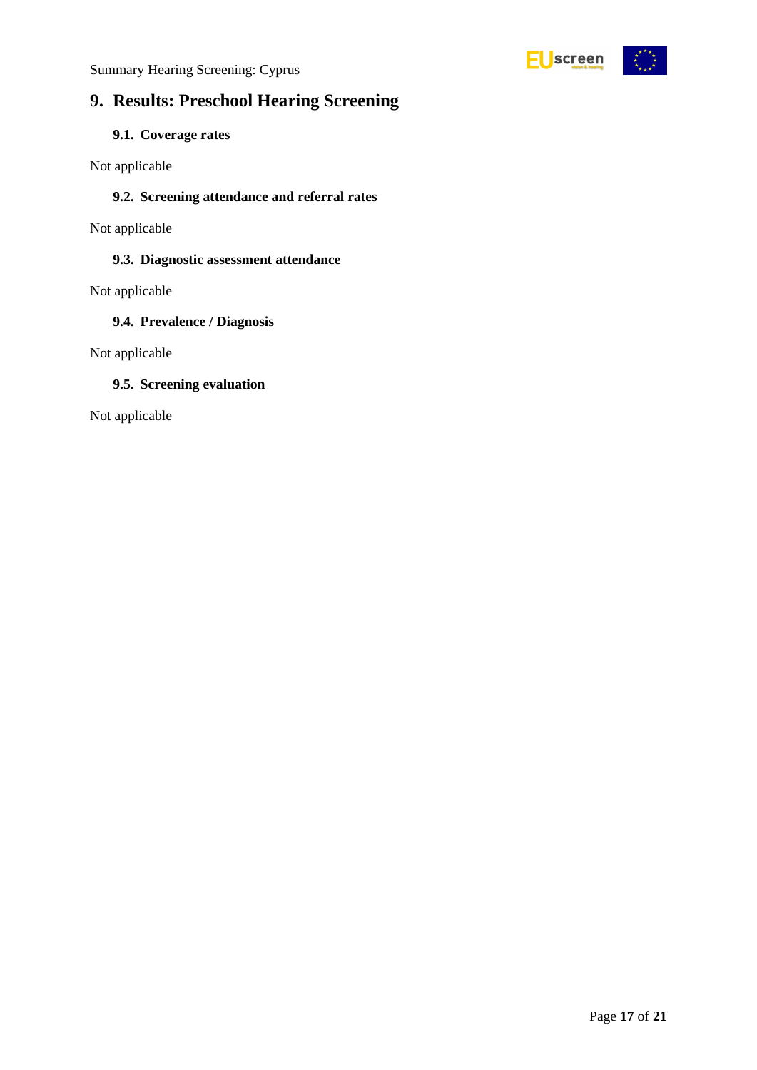# 9. Results: Preschool Hearing Screening

## 9.1. Coverage rates

Not applicable

## 9.2. Screening attendance and referral rates

Not applicable

## 9.3. Diagnostic assessment attendance

Not applicable

## 9.4. Prevalence / Diagnosis

Not applicable

## 9.5. Screening evaluation

Not applicable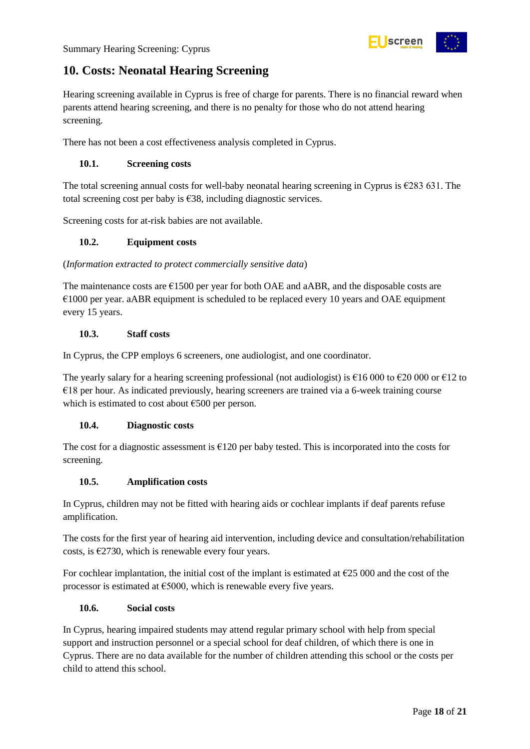## 10. Costs: Neonatal Hearing Screening

Hearing screening available in Cyprus is free of charge for parents. There is no financial reward when parents attend hearing screening, and there is no penalty for those who do not attend hearing screening.

There has not been a cost effectiveness analysis completed in Cyprus.

### 10.1. Screening costs

The total screening annual costs for well-baby neonatal hearing screening in Cyprus is €283 631. The total screening cost per baby is €38, including diagnostic services.

Screening costs for at-risk babies are not available.

### 10.2. Equipment costs

(*Information extracted to protect commercially sensitive data*)

The maintenance costs are €1500 per year for both OAE and aABR, and the disposable costs are €1000 per year. aABR equipment is scheduled to be replaced every 10 years and OAE equipment every 15 years.

### 10.3. Staff costs

In Cyprus, the CPP employs 6 screeners, one audiologist, and one coordinator.

The yearly salary for a hearing screening professional (not audiologist) is €16 000 to €20 000 or €12 to €18 per hour. As indicated previously, hearing screeners are trained via a 6-week training course which is estimated to cost about €500 per person.

### 10.4. Diagnostic costs

The cost for a diagnostic assessment is €120 per baby tested. This is incorporated into the costs for screening.

### 10.5. Amplification costs

In Cyprus, children may not be fitted with hearing aids or cochlear implants if deaf parents refuse amplification.

The costs for the first year of hearing aid intervention, including device and consultation/rehabilitation costs, is €2730, which is renewable every four years.

For cochlear implantation, the initial cost of the implant is estimated at €25 000 and the cost of the processor is estimated at €5000, which is renewable every five years.

### 10.6. Social costs

In Cyprus, hearing impaired students may attend regular primary school with help from special support and instruction personnel or a special school for deaf children, of which there is one in Cyprus. There are no data available for the number of children attending this school or the costs per child to attend this school.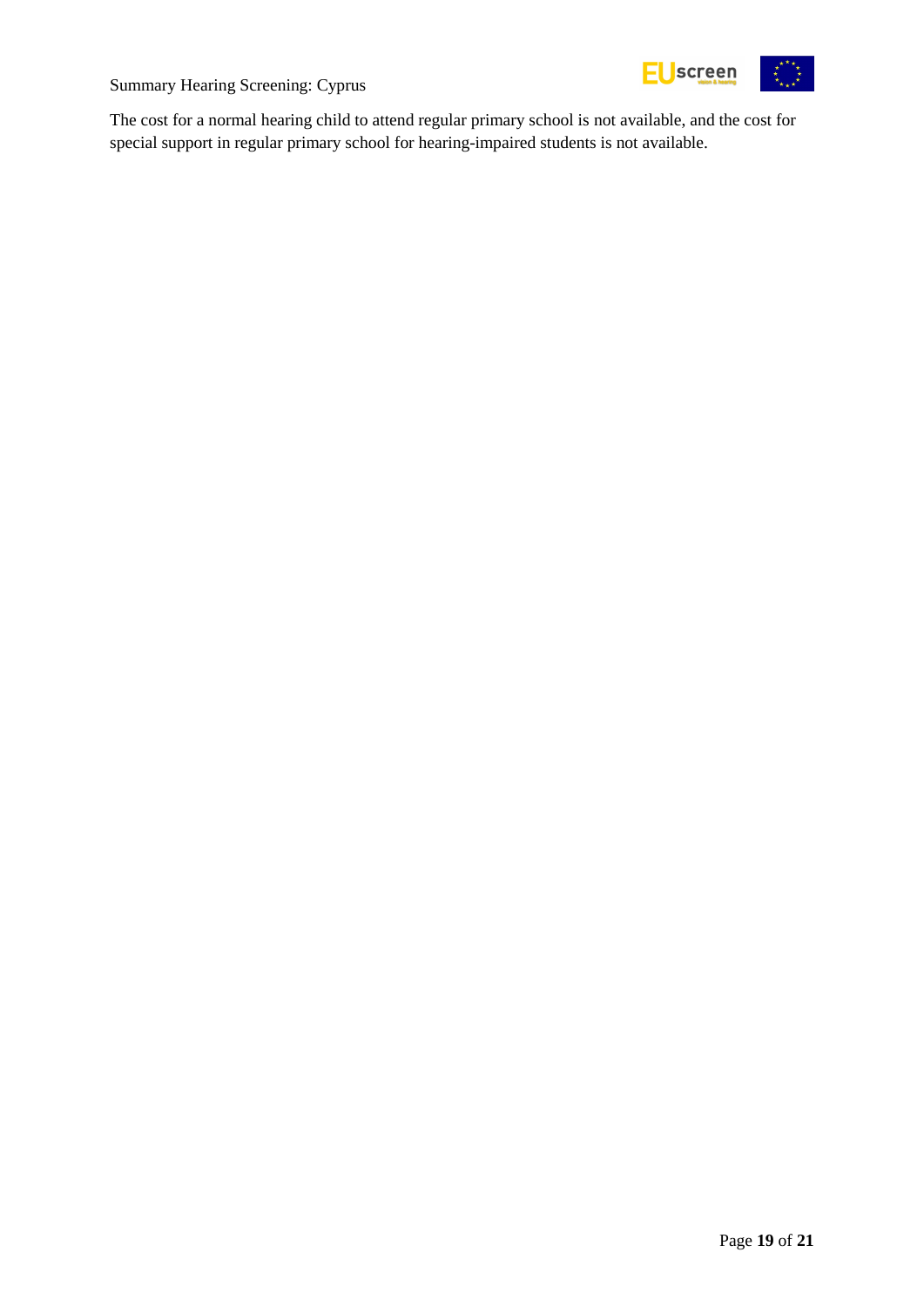The cost for a normal hearing child to attend regular primary school is not available, and the cost for special support in regular primary school for hearing-impaired students is not available.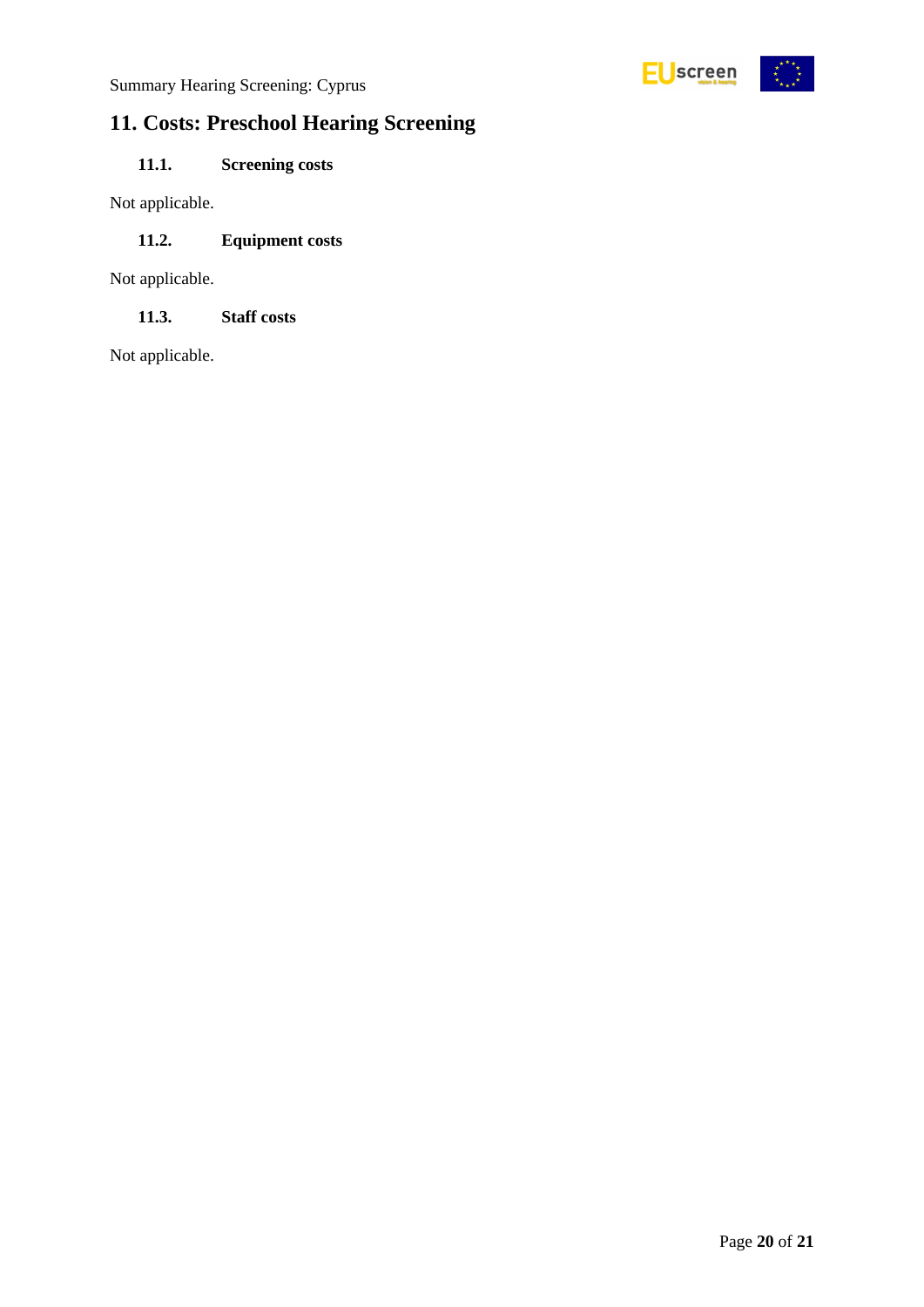# 11. Costs: Preschool Hearing Screening

## 11.1. Screening costs

Not applicable.

## 11.2. Equipment costs

Not applicable.

## 11.3. Staff costs

Not applicable.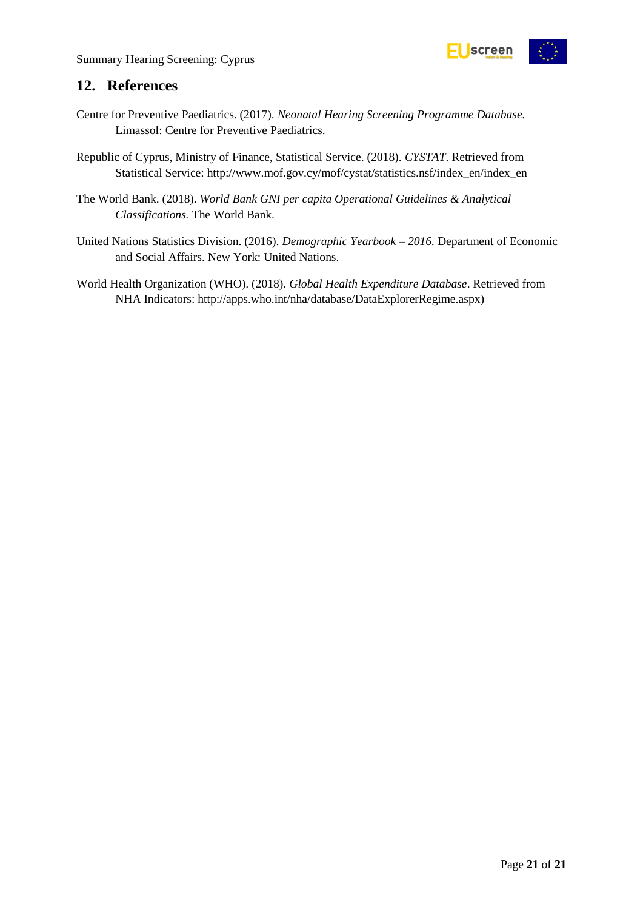## 12. References

Centre for Preventive Paediatrics. (2017). *Neonatal Hearing Screening Programme Database.* Limassol: Centre for Preventive Paediatrics.

Republic of Cyprus, Ministry of Finance, Statistical Service. (2018). *CYSTAT*. Retrieved from Statistical Service: http://www.mof.gov.cy/mof/cystat/statistics.nsf/index_en/index_en

The World Bank. (2018). *World Bank GNI per capita Operational Guidelines & Analytical Classifications.* The World Bank.

United Nations Statistics Division. (2016). *Demographic Yearbook – 2016.* Department of Economic and Social Affairs. New York: United Nations.

World Health Organization (WHO). (2018). *Global Health Expenditure Database*. Retrieved from NHA Indicators: http://apps.who.int/nha/database/DataExplorerRegime.aspx)